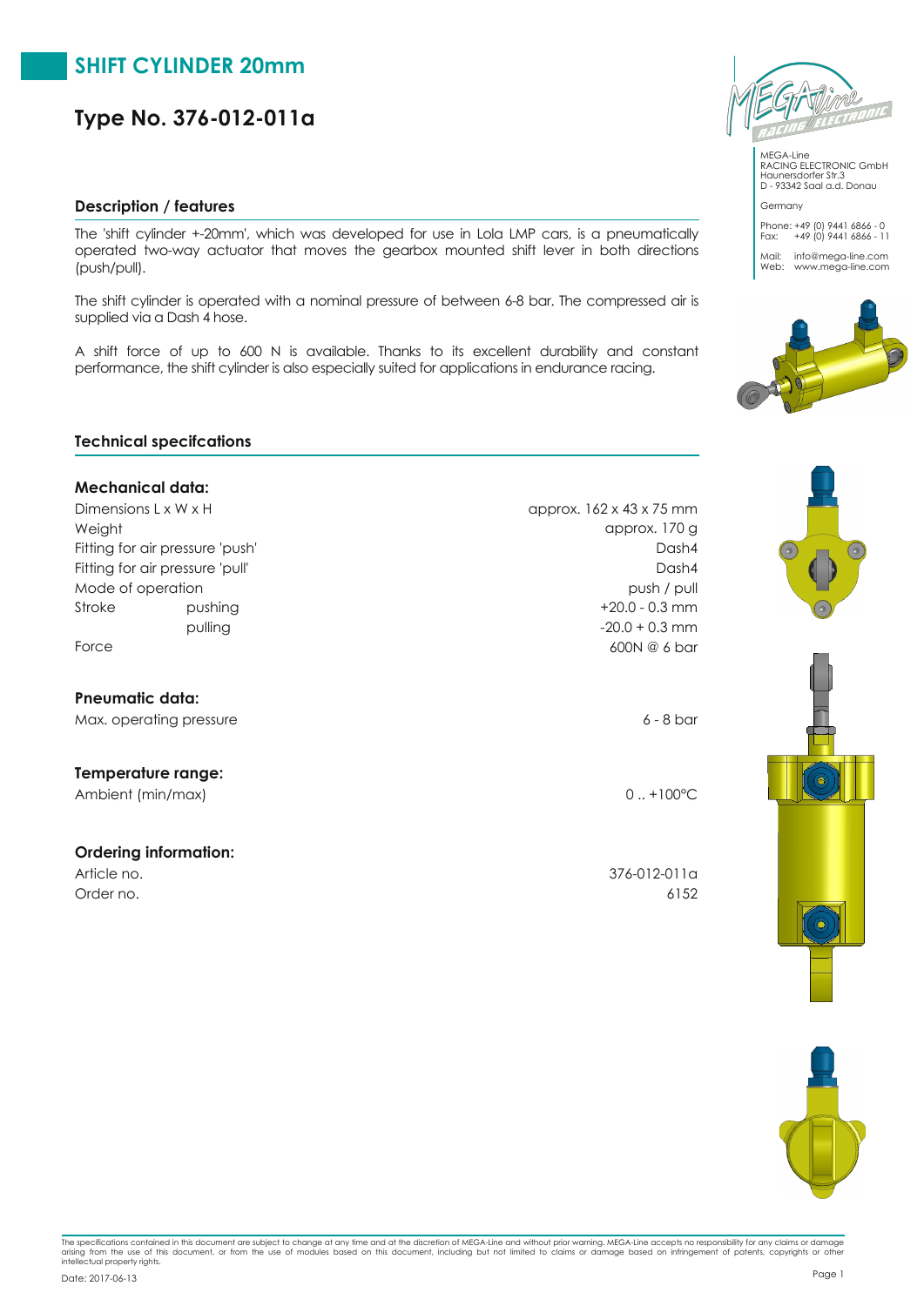# SHIFT CYLINDER 20mm

## Type No. 376-012-011a

MEGA-Line
RACING ELECTRONIC GmbH
Haunersdorfer Str.3
D - 93342 Saal a.d. Donau

Germany

Phone: +49 (0) 9441 6866 - 0
Fax: +49 (0) 9441 6866 - 11

Mail: info@mega-line.com
Web: www.mega-line.com

### Description / features

The 'shift cylinder +-20mm', which was developed for use in Lola LMP cars, is a pneumatically operated two-way actuator that moves the gearbox mounted shift lever in both directions (push/pull).

The shift cylinder is operated with a nominal pressure of between 6-8 bar. The compressed air is supplied via a Dash 4 hose.

A shift force of up to 600 N is available. Thanks to its excellent durability and constant performance, the shift cylinder is also especially suited for applications in endurance racing.

### Technical specifcations

#### Mechanical data:

| | | |
|---|---|---|
| Dimensions L x W x H | | approx. 162 x 43 x 75 mm |
| Weight | | approx. 170 g |
| Fitting for air pressure 'push' | | Dash4 |
| Fitting for air pressure 'pull' | | Dash4 |
| Mode of operation | | push / pull |
| Stroke | pushing | +20.0 - 0.3 mm |
| | pulling | -20.0 + 0.3 mm |
| Force | | 600N @ 6 bar |

#### Pneumatic data:

| | |
|---|---|
| Max. operating pressure | 6 - 8 bar |

#### Temperature range:

| | |
|---|---|
| Ambient (min/max) | 0 .. +100°C |

#### Ordering information:

| | |
|---|---|
| Article no. | 376-012-011a |
| Order no. | 6152 |

The specifications contained in this document are subject to change at any time and at the discretion of MEGA-Line and without prior warning. MEGA-Line accepts no responsibility for any claims or damage arising from the use of this document, or from the use of modules based on this document, including but not limited to claims or damage based on infringement of patents, copyrights or other intellectual property rights.

Date: 2017-06-13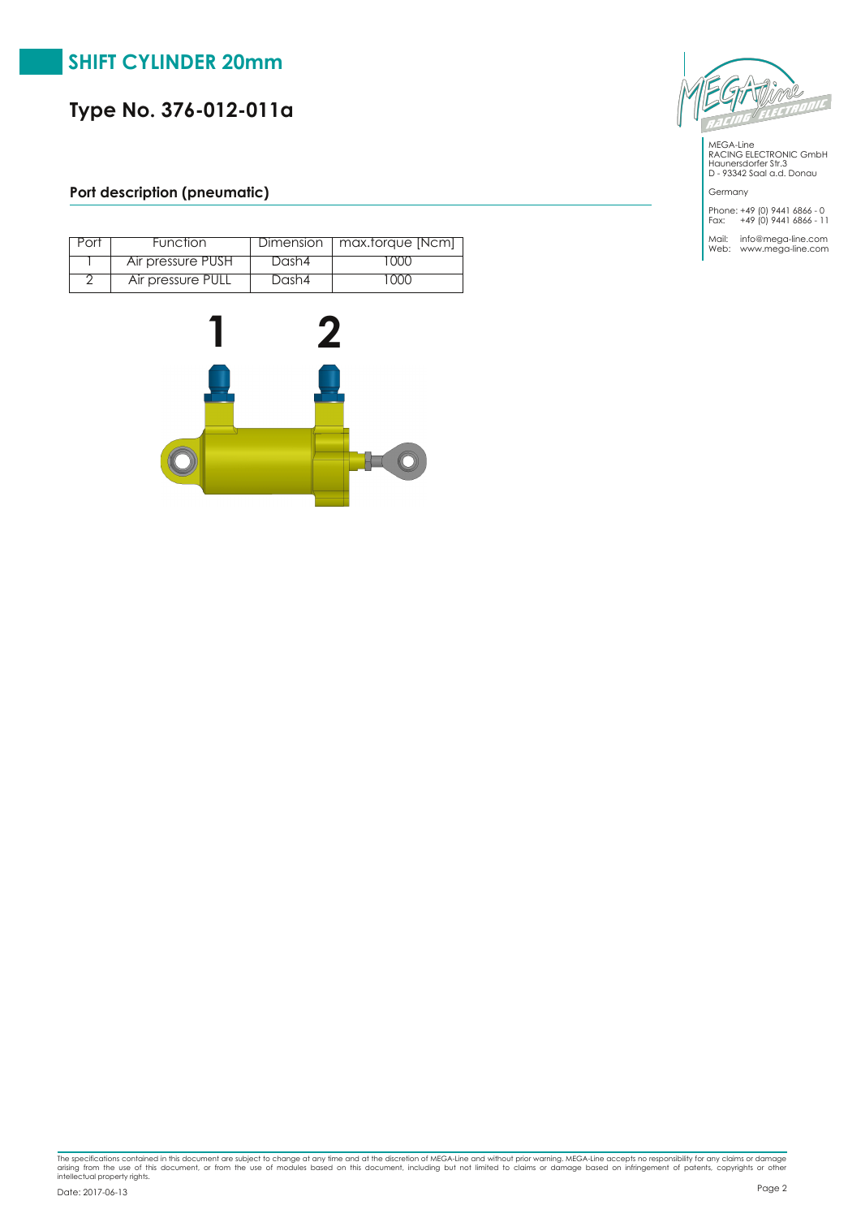# SHIFT CYLINDER 20mm

## Type No. 376-012-011a

MEGA-Line
RACING ELECTRONIC GmbH
Haunersdorfer Str.3
D - 93342 Saal a.d. Donau

Germany

Phone: +49 (0) 9441 6866 - 0
Fax: +49 (0) 9441 6866 - 11

Mail: info@mega-line.com
Web: www.mega-line.com

### Port description (pneumatic)

| Port | Function | Dimension | max.torque [Ncm] |
|---|---|---|---|
| 1 | Air pressure PUSH | Dash4 | 1000 |
| 2 | Air pressure PULL | Dash4 | 1000 |

1 2

The specifications contained in this document are subject to change at any time and at the discretion of MEGA-Line and without prior warning. MEGA-Line accepts no responsibility for any claims or damage arising from the use of this document, or from the use of modules based on this document, including but not limited to claims or damage based on infringement of patents, copyrights or other intellectual property rights.

Date: 2017-06-13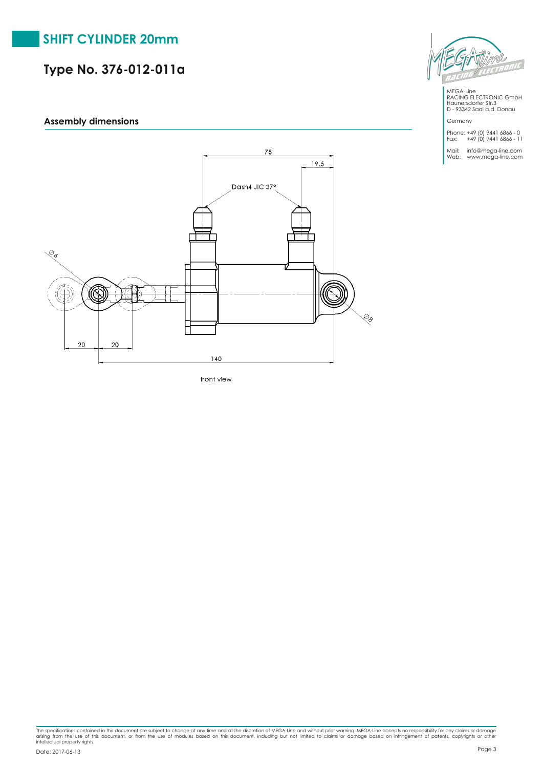# SHIFT CYLINDER 20mm

## Type No. 376-012-011a

MEGA-Line
RACING ELECTRONIC GmbH
Haunersdorfer Str.3
D - 93342 Saal a.d. Donau

Germany

Phone: +49 (0) 9441 6866 - 0
Fax: +49 (0) 9441 6866 - 11

Mail: info@mega-line.com
Web: www.mega-line.com

### Assembly dimensions

78

19,5

Dash4 JIC 37°

Ø6

Ø8

20 20

140

front view

The specifications contained in this document are subject to change at any time and at the discretion of MEGA-Line and without prior warning. MEGA-Line accepts no responsibility for any claims or damage arising from the use of this document, or from the use of modules based on this document, including but not limited to claims or damage based on infringement of patents, copyrights or other intellectual property rights.

Date: 2017-06-13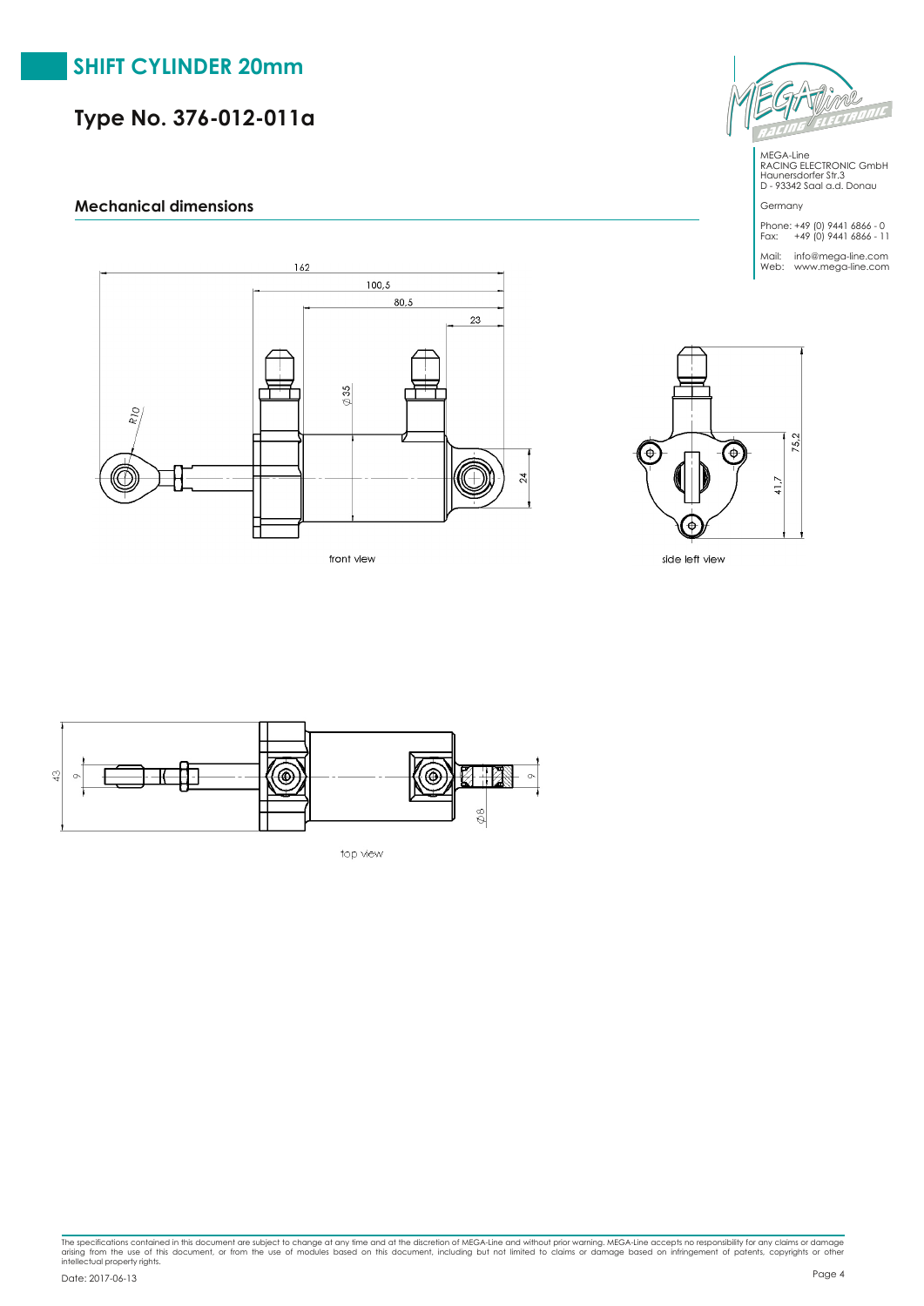# SHIFT CYLINDER 20mm

## Type No. 376-012-011a

MEGA-Line
RACING ELECTRONIC GmbH
Haunersdorfer Str.3
D - 93342 Saal a.d. Donau

Germany

Phone: +49 (0) 9441 6866 - 0
Fax: +49 (0) 9441 6866 - 11

Mail: info@mega-line.com
Web: www.mega-line.com

### Mechanical dimensions

162
100,5
80,5
23
R10
Ø35
24

front view

75,2
41,7

side left view

43
9
9
Ø8

top view

The specifications contained in this document are subject to change at any time and at the discretion of MEGA-Line and without prior warning. MEGA-Line accepts no responsibility for any claims or damage arising from the use of this document, or from the use of modules based on this document, including but not limited to claims or damage based on infringement of patents, copyrights or other intellectual property rights.

Date: 2017-06-13